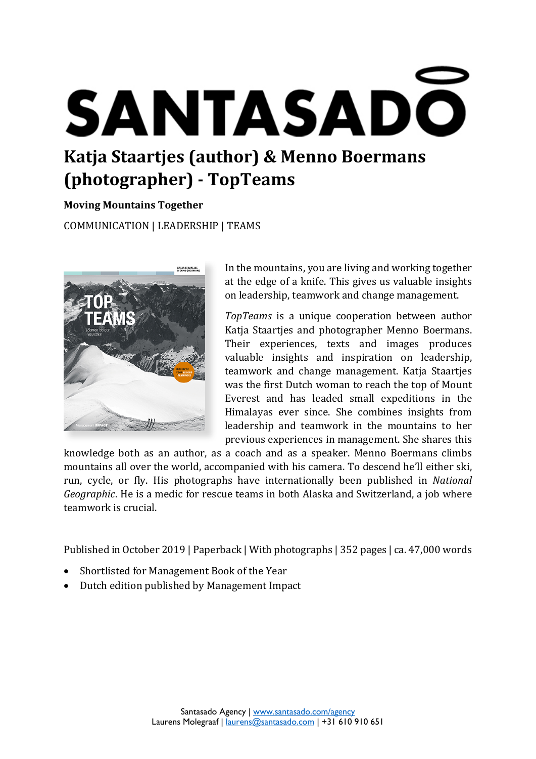# SANTASADO

## Katja Staartjes (author) & Menno Boermans (photographer) - TopTeams

**Moving Mountains Together**

COMMUNICATION | LEADERSHIP | TEAMS

In the mountains, you are living and working together at the edge of a knife. This gives us valuable insights on leadership, teamwork and change management.

*TopTeams* is a unique cooperation between author Katja Staartjes and photographer Menno Boermans. Their experiences, texts and images produces valuable insights and inspiration on leadership, teamwork and change management. Katja Staartjes was the first Dutch woman to reach the top of Mount Everest and has leaded small expeditions in the Himalayas ever since. She combines insights from leadership and teamwork in the mountains to her previous experiences in management. She shares this knowledge both as an author, as a coach and as a speaker. Menno Boermans climbs mountains all over the world, accompanied with his camera. To descend he'll either ski, run, cycle, or fly. His photographs have internationally been published in *National Geographic*. He is a medic for rescue teams in both Alaska and Switzerland, a job where teamwork is crucial.

Published in October 2019 | Paperback | With photographs | 352 pages | ca. 47,000 words

- Shortlisted for Management Book of the Year
- Dutch edition published by Management Impact

Santasado Agency | www.santasado.com/agency
Laurens Molegraaf | laurens@santasado.com | +31 610 910 651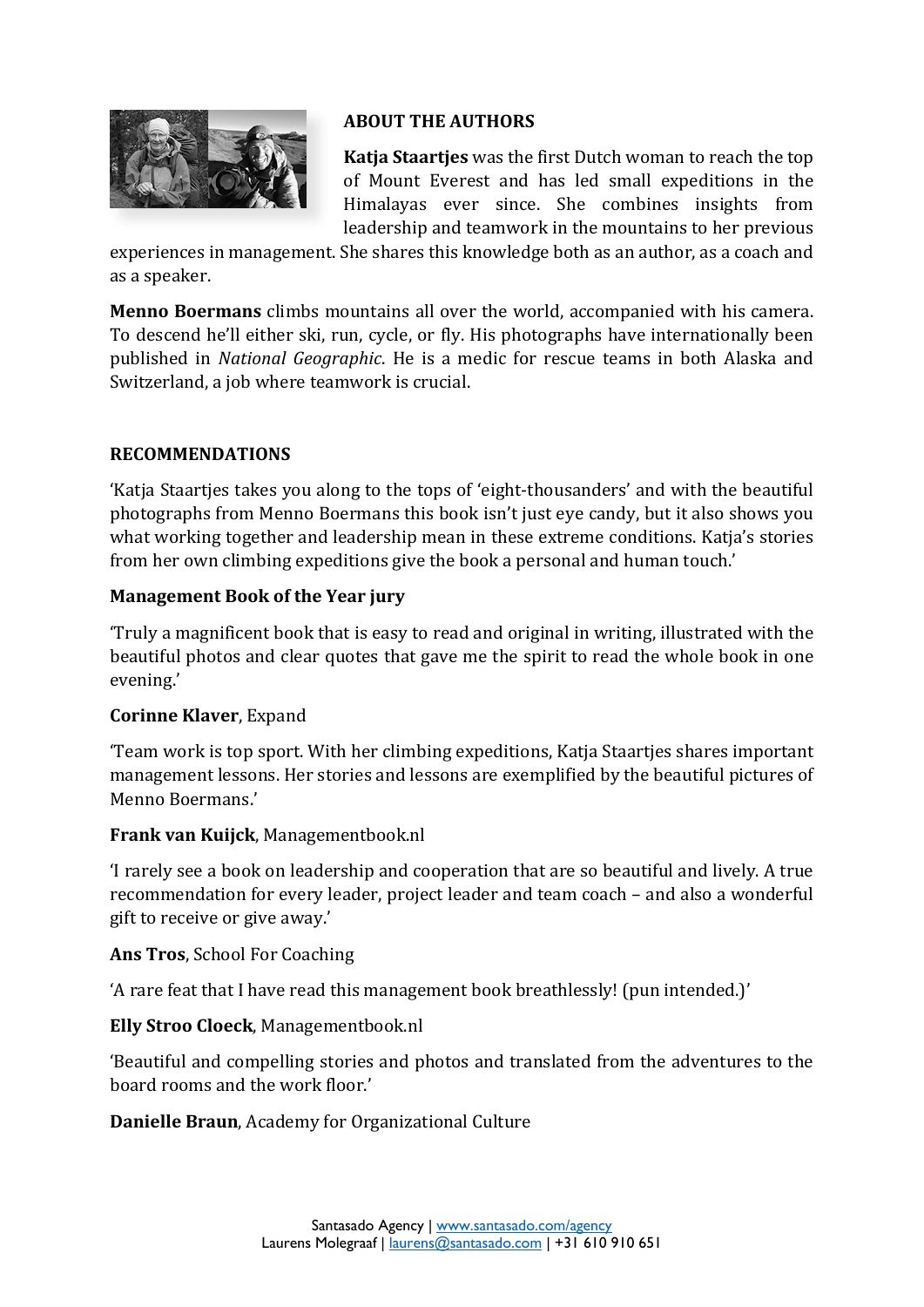## ABOUT THE AUTHORS

**Katja Staartjes** was the first Dutch woman to reach the top of Mount Everest and has led small expeditions in the Himalayas ever since. She combines insights from leadership and teamwork in the mountains to her previous experiences in management. She shares this knowledge both as an author, as a coach and as a speaker.

**Menno Boermans** climbs mountains all over the world, accompanied with his camera. To descend he'll either ski, run, cycle, or fly. His photographs have internationally been published in *National Geographic*. He is a medic for rescue teams in both Alaska and Switzerland, a job where teamwork is crucial.

## RECOMMENDATIONS

'Katja Staartjes takes you along to the tops of 'eight-thousanders' and with the beautiful photographs from Menno Boermans this book isn't just eye candy, but it also shows you what working together and leadership mean in these extreme conditions. Katja's stories from her own climbing expeditions give the book a personal and human touch.'

**Management Book of the Year jury**

'Truly a magnificent book that is easy to read and original in writing, illustrated with the beautiful photos and clear quotes that gave me the spirit to read the whole book in one evening.'

**Corinne Klaver**, Expand

'Team work is top sport. With her climbing expeditions, Katja Staartjes shares important management lessons. Her stories and lessons are exemplified by the beautiful pictures of Menno Boermans.'

**Frank van Kuijck**, Managementbook.nl

'I rarely see a book on leadership and cooperation that are so beautiful and lively. A true recommendation for every leader, project leader and team coach – and also a wonderful gift to receive or give away.'

**Ans Tros**, School For Coaching

'A rare feat that I have read this management book breathlessly! (pun intended.)'

**Elly Stroo Cloeck**, Managementbook.nl

'Beautiful and compelling stories and photos and translated from the adventures to the board rooms and the work floor.'

**Danielle Braun**, Academy for Organizational Culture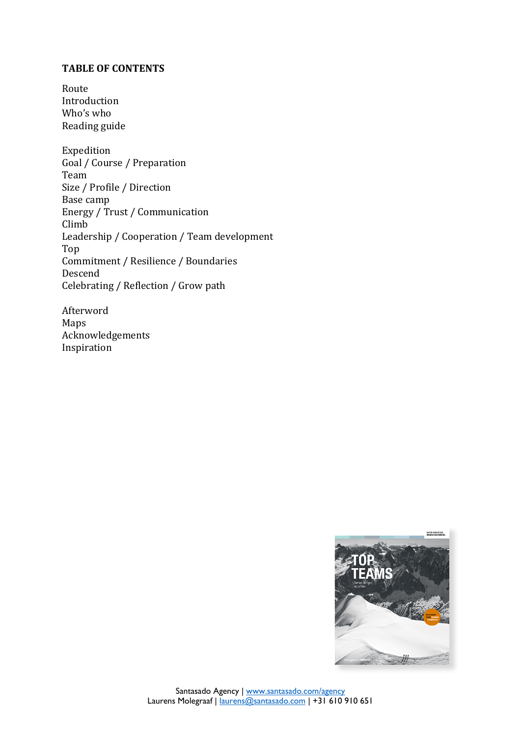**TABLE OF CONTENTS**

Route
Introduction
Who's who
Reading guide

Expedition
Goal / Course / Preparation
Team
Size / Profile / Direction
Base camp
Energy / Trust / Communication
Climb
Leadership / Cooperation / Team development
Top
Commitment / Resilience / Boundaries
Descend
Celebrating / Reflection / Grow path

Afterword
Maps
Acknowledgements
Inspiration

Santasado Agency | www.santasado.com/agency
Laurens Molegraaf | laurens@santasado.com | +31 610 910 651